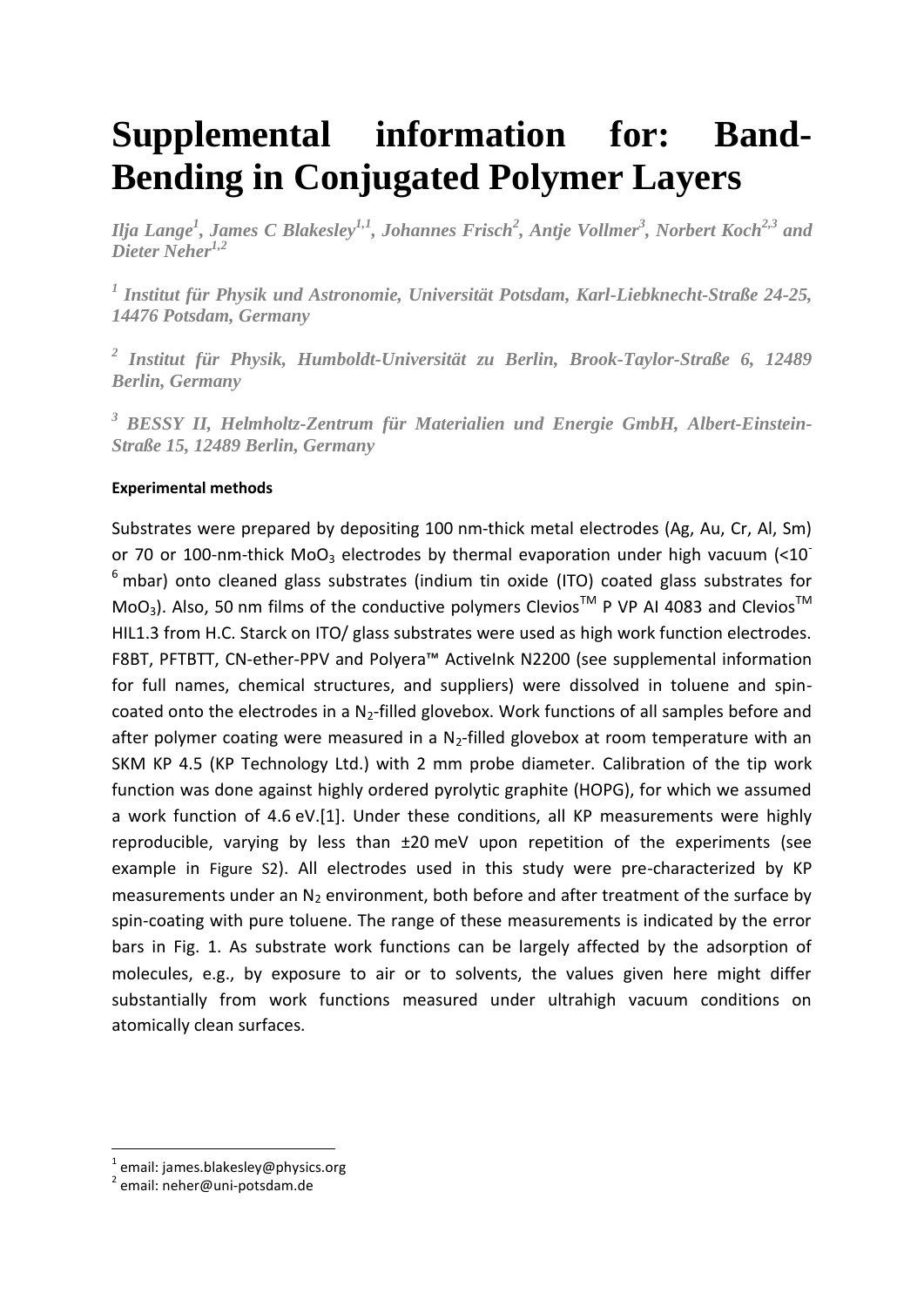# Supplemental information for: Band-Bending in Conjugated Polymer Layers

*Ilja Lange[1], James C Blakesley[1,1], Johannes Frisch[2], Antje Vollmer[3], Norbert Koch[2,3] and Dieter Neher[1,2]*

*[1] Institut für Physik und Astronomie, Universität Potsdam, Karl-Liebknecht-Straße 24-25, 14476 Potsdam, Germany*

*[2] Institut für Physik, Humboldt-Universität zu Berlin, Brook-Taylor-Straße 6, 12489 Berlin, Germany*

*[3] BESSY II, Helmholtz-Zentrum für Materialien und Energie GmbH, Albert-Einstein-Straße 15, 12489 Berlin, Germany*

#### Experimental methods

Substrates were prepared by depositing 100 nm-thick metal electrodes (Ag, Au, Cr, Al, Sm) or 70 or 100-nm-thick $MoO_3$ electrodes by thermal evaporation under high vacuum (<$10^{-6}$ mbar) onto cleaned glass substrates (indium tin oxide (ITO) coated glass substrates for $MoO_3$). Also, 50 nm films of the conductive polymers Clevios™ P VP AI 4083 and Clevios™ HIL1.3 from H.C. Starck on ITO/ glass substrates were used as high work function electrodes. F8BT, PFTBTT, CN-ether-PPV and Polyera™ ActiveInk N2200 (see supplemental information for full names, chemical structures, and suppliers) were dissolved in toluene and spin-coated onto the electrodes in a $N_2$-filled glovebox. Work functions of all samples before and after polymer coating were measured in a $N_2$-filled glovebox at room temperature with an SKM KP 4.5 (KP Technology Ltd.) with 2 mm probe diameter. Calibration of the tip work function was done against highly ordered pyrolytic graphite (HOPG), for which we assumed a work function of 4.6 eV.[1]. Under these conditions, all KP measurements were highly reproducible, varying by less than ±20 meV upon repetition of the experiments (see example in Figure S2). All electrodes used in this study were pre-characterized by KP measurements under an $N_2$ environment, both before and after treatment of the surface by spin-coating with pure toluene. The range of these measurements is indicated by the error bars in Fig. 1. As substrate work functions can be largely affected by the adsorption of molecules, e.g., by exposure to air or to solvents, the values given here might differ substantially from work functions measured under ultrahigh vacuum conditions on atomically clean surfaces.

---

[1] email: james.blakesley@physics.org

[2] email: neher@uni-potsdam.de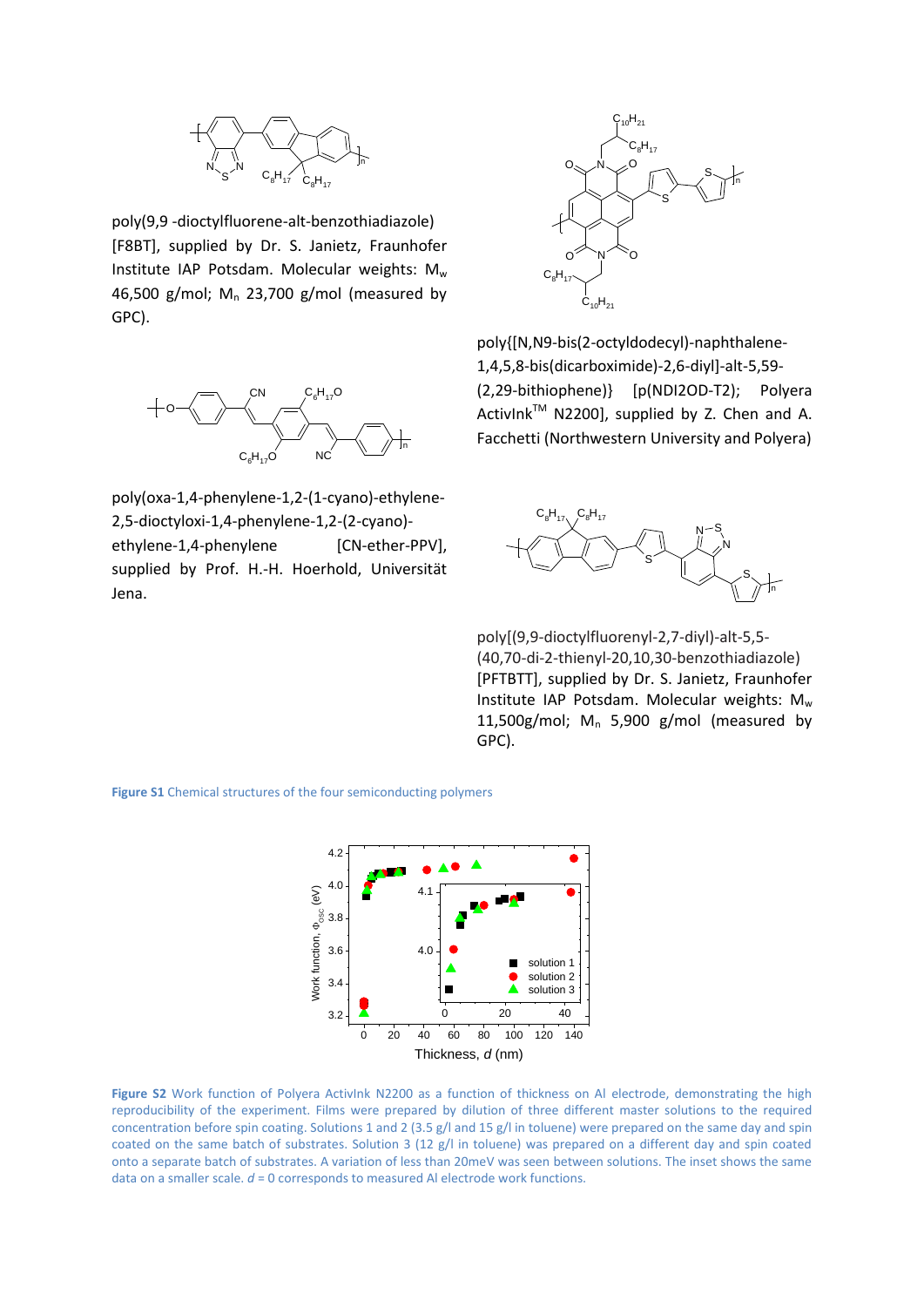poly(9,9 -dioctylfluorene-alt-benzothiadiazole) [F8BT], supplied by Dr. S. Janietz, Fraunhofer Institute IAP Potsdam. Molecular weights: $M_w$ 46,500 g/mol; $M_n$ 23,700 g/mol (measured by GPC).

poly{[N,N9-bis(2-octyldodecyl)-naphthalene-1,4,5,8-bis(dicarboximide)-2,6-diyl]-alt-5,59-(2,29-bithiophene)} [p(NDI2OD-T2); Polyera ActivInk™ N2200], supplied by Z. Chen and A. Facchetti (Northwestern University and Polyera)

poly(oxa-1,4-phenylene-1,2-(1-cyano)-ethylene-2,5-dioctyloxi-1,4-phenylene-1,2-(2-cyano)-ethylene-1,4-phenylene [CN-ether-PPV], supplied by Prof. H.-H. Hoerhold, Universität Jena.

poly[(9,9-dioctylfluorenyl-2,7-diyl)-alt-5,5-(40,70-di-2-thienyl-20,10,30-benzothiadiazole) [PFTBTT], supplied by Dr. S. Janietz, Fraunhofer Institute IAP Potsdam. Molecular weights: $M_w$ 11,500g/mol; $M_n$ 5,900 g/mol (measured by GPC).

**Figure S1** Chemical structures of the four semiconducting polymers

**Figure S2** Work function of Polyera ActivInk N2200 as a function of thickness on Al electrode, demonstrating the high reproducibility of the experiment. Films were prepared by dilution of three different master solutions to the required concentration before spin coating. Solutions 1 and 2 (3.5 g/l and 15 g/l in toluene) were prepared on the same day and spin coated on the same batch of substrates. Solution 3 (12 g/l in toluene) was prepared on a different day and spin coated onto a separate batch of substrates. A variation of less than 20meV was seen between solutions. The inset shows the same data on a smaller scale. $d$ = 0 corresponds to measured Al electrode work functions.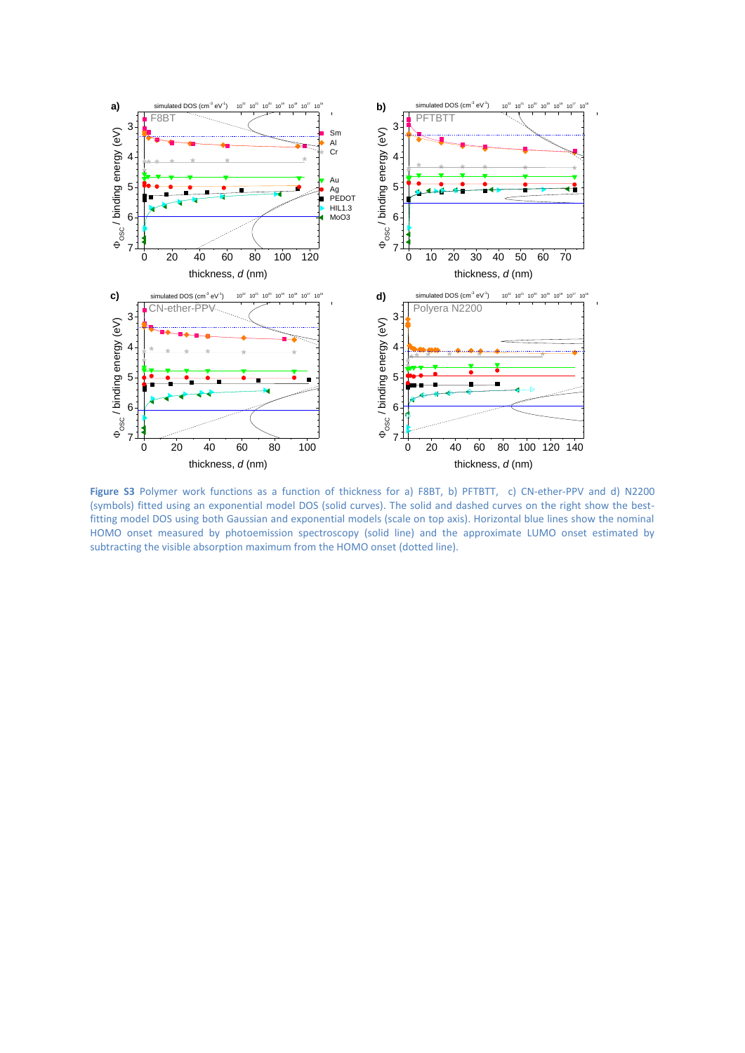**Figure S3** Polymer work functions as a function of thickness for a) F8BT, b) PFTBTT, c) CN-ether-PPV and d) N2200 (symbols) fitted using an exponential model DOS (solid curves). The solid and dashed curves on the right show the best-fitting model DOS using both Gaussian and exponential models (scale on top axis). Horizontal blue lines show the nominal HOMO onset measured by photoemission spectroscopy (solid line) and the approximate LUMO onset estimated by subtracting the visible absorption maximum from the HOMO onset (dotted line).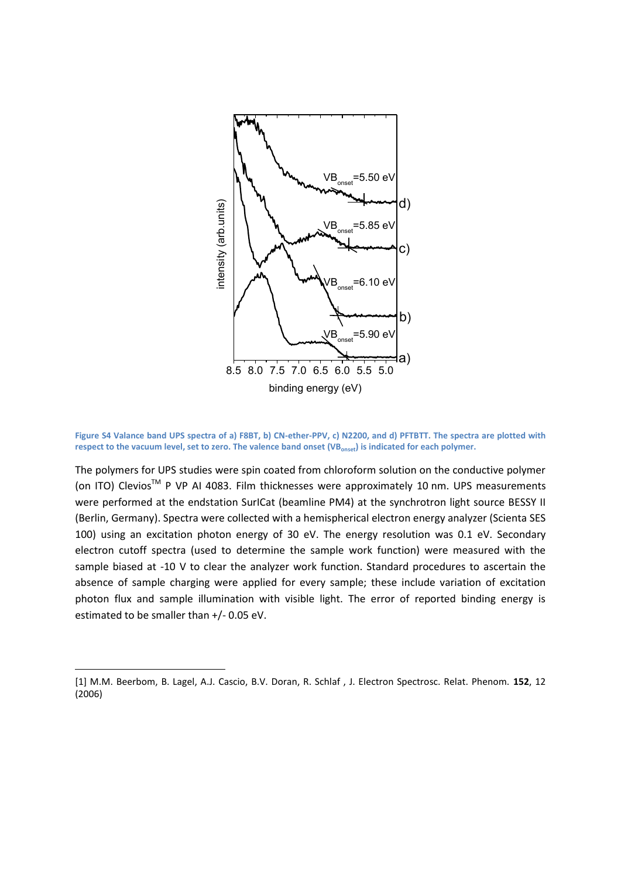intensity (arb.units)

binding energy (eV)

8.5 8.0 7.5 7.0 6.5 6.0 5.5 5.0

$VB_{onset}$=5.50 eV

d)

$VB_{onset}$=5.85 eV

c)

$VB_{onset}$=6.10 eV

b)

$VB_{onset}$=5.90 eV

a)

**Figure S4 Valance band UPS spectra of a) F8BT, b) CN-ether-PPV, c) N2200, and d) PFTBTT. The spectra are plotted with respect to the vacuum level, set to zero. The valence band onset ($VB_{onset}$) is indicated for each polymer.**

The polymers for UPS studies were spin coated from chloroform solution on the conductive polymer (on ITO) Clevios™ P VP AI 4083. Film thicknesses were approximately 10 nm. UPS measurements were performed at the endstation SurICat (beamline PM4) at the synchrotron light source BESSY II (Berlin, Germany). Spectra were collected with a hemispherical electron energy analyzer (Scienta SES 100) using an excitation photon energy of 30 eV. The energy resolution was 0.1 eV. Secondary electron cutoff spectra (used to determine the sample work function) were measured with the sample biased at -10 V to clear the analyzer work function. Standard procedures to ascertain the absence of sample charging were applied for every sample; these include variation of excitation photon flux and sample illumination with visible light. The error of reported binding energy is estimated to be smaller than +/- 0.05 eV.

---

[1] M.M. Beerbom, B. Lagel, A.J. Cascio, B.V. Doran, R. Schlaf , J. Electron Spectrosc. Relat. Phenom. **152**, 12 (2006)